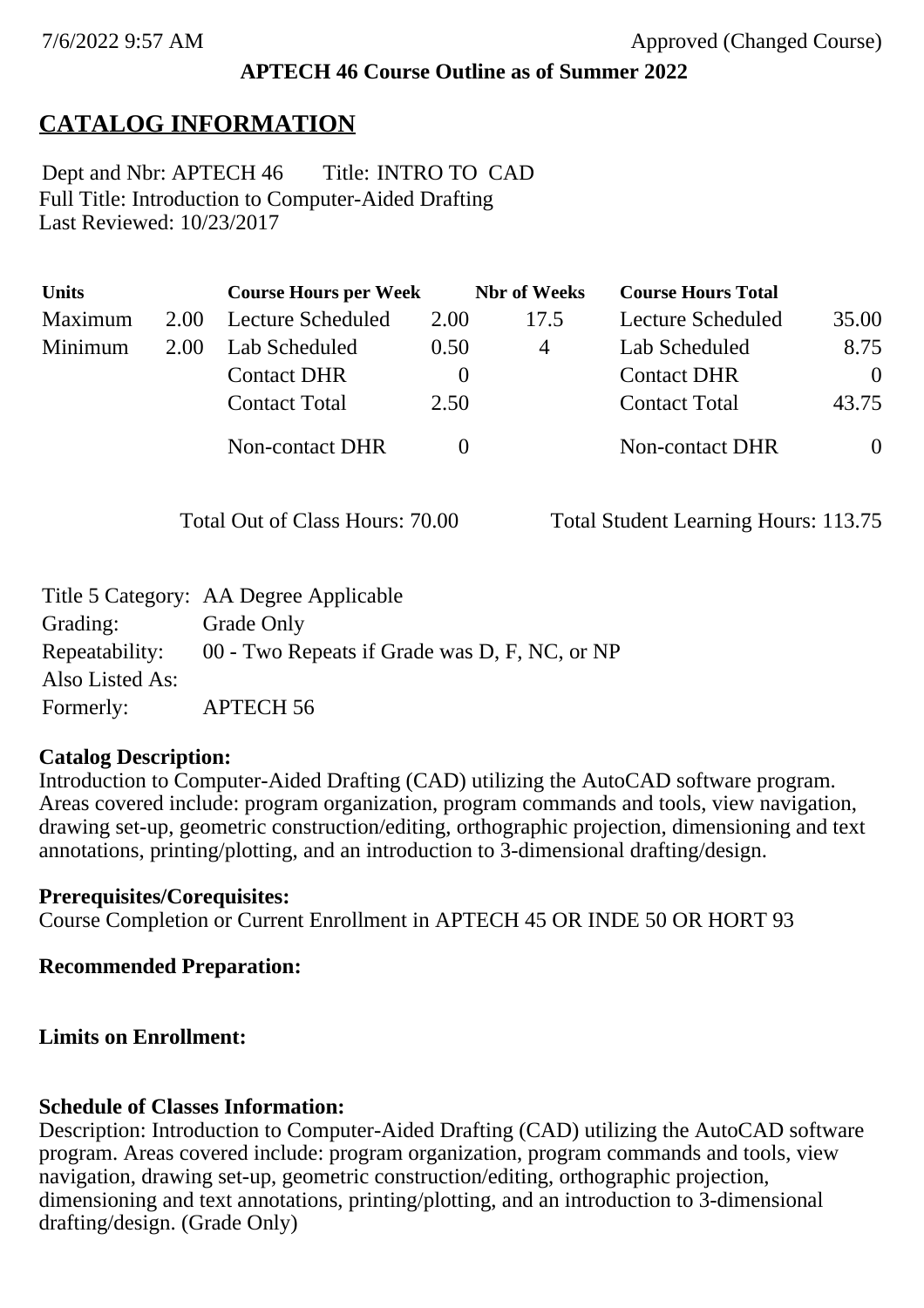7/6/2022 9:57 AM Approved (Changed Course)

**APTECH 46 Course Outline as of Summer 2022**

# CATALOG INFORMATION

Dept and Nbr: APTECH 46 Title: INTRO TO CAD
Full Title: Introduction to Computer-Aided Drafting
Last Reviewed: 10/23/2017

| Units | | Course Hours per Week | | Nbr of Weeks | Course Hours Total | |
|---|---|---|---|---|---|---|
| Maximum | 2.00 | Lecture Scheduled | 2.00 | 17.5 | Lecture Scheduled | 35.00 |
| Minimum | 2.00 | Lab Scheduled | 0.50 | 4 | Lab Scheduled | 8.75 |
| | | Contact DHR | 0 | | Contact DHR | 0 |
| | | Contact Total | 2.50 | | Contact Total | 43.75 |
| | | Non-contact DHR | 0 | | Non-contact DHR | 0 |

Total Out of Class Hours: 70.00 Total Student Learning Hours: 113.75

| | |
|---|---|
| Title 5 Category: | AA Degree Applicable |
| Grading: | Grade Only |
| Repeatability: | 00 - Two Repeats if Grade was D, F, NC, or NP |
| Also Listed As: | |
| Formerly: | APTECH 56 |

**Catalog Description:**
Introduction to Computer-Aided Drafting (CAD) utilizing the AutoCAD software program. Areas covered include: program organization, program commands and tools, view navigation, drawing set-up, geometric construction/editing, orthographic projection, dimensioning and text annotations, printing/plotting, and an introduction to 3-dimensional drafting/design.

**Prerequisites/Corequisites:**
Course Completion or Current Enrollment in APTECH 45 OR INDE 50 OR HORT 93

**Recommended Preparation:**

**Limits on Enrollment:**

**Schedule of Classes Information:**
Description: Introduction to Computer-Aided Drafting (CAD) utilizing the AutoCAD software program. Areas covered include: program organization, program commands and tools, view navigation, drawing set-up, geometric construction/editing, orthographic projection, dimensioning and text annotations, printing/plotting, and an introduction to 3-dimensional drafting/design. (Grade Only)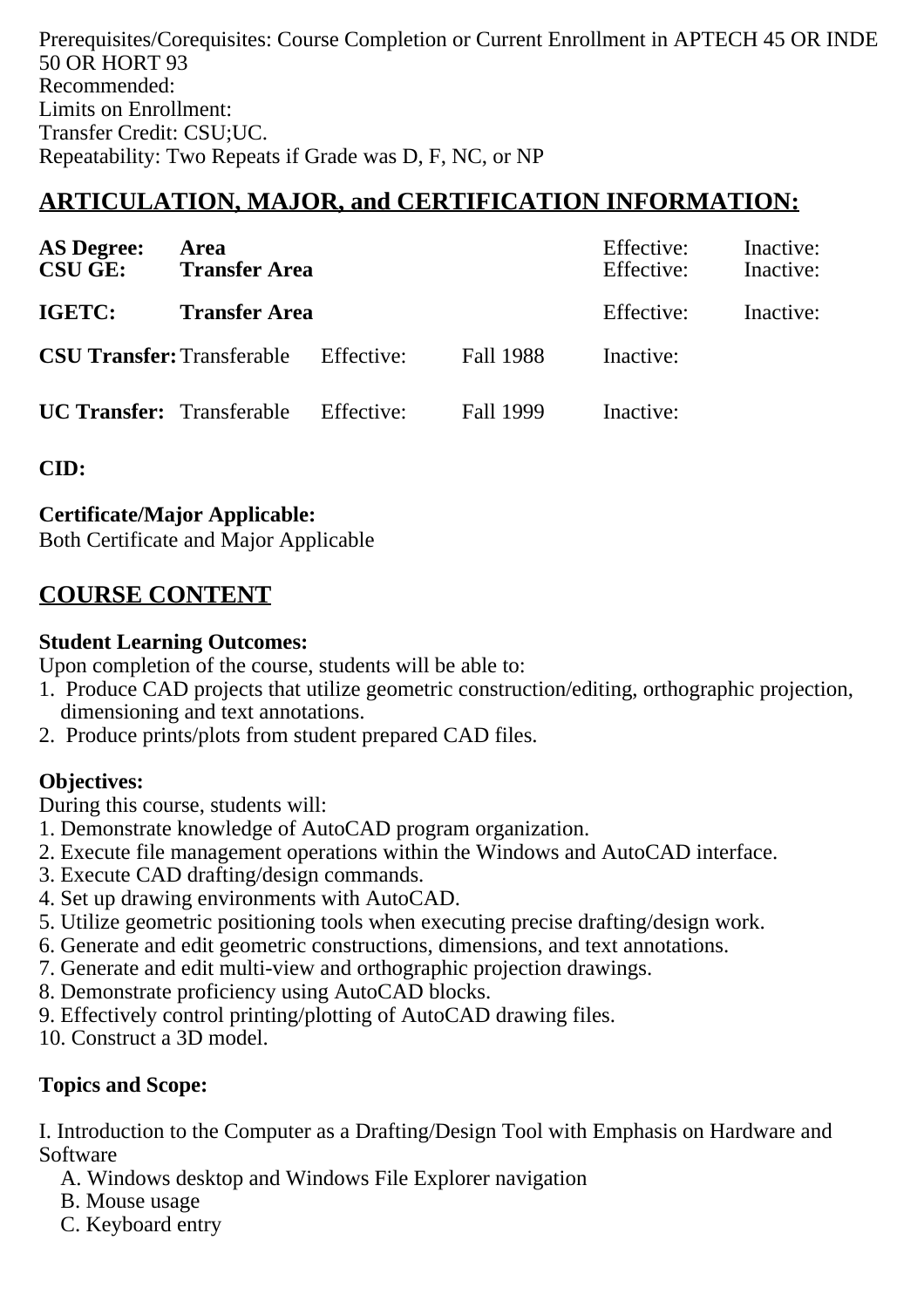Prerequisites/Corequisites: Course Completion or Current Enrollment in APTECH 45 OR INDE 50 OR HORT 93
Recommended:
Limits on Enrollment:
Transfer Credit: CSU;UC.
Repeatability: Two Repeats if Grade was D, F, NC, or NP

## ARTICULATION, MAJOR, and CERTIFICATION INFORMATION:

| | | | | | |
|---|---|---|---|---|---|
| **AS Degree:** | **Area** | | | Effective: | Inactive: |
| **CSU GE:** | **Transfer Area** | | | Effective: | Inactive: |
| **IGETC:** | **Transfer Area** | | | Effective: | Inactive: |
| **CSU Transfer:** | Transferable | Effective: | Fall 1988 | Inactive: | |
| **UC Transfer:** | Transferable | Effective: | Fall 1999 | Inactive: | |

**CID:**

**Certificate/Major Applicable:**
Both Certificate and Major Applicable

## COURSE CONTENT

**Student Learning Outcomes:**
Upon completion of the course, students will be able to:
1. Produce CAD projects that utilize geometric construction/editing, orthographic projection, dimensioning and text annotations.
2. Produce prints/plots from student prepared CAD files.

**Objectives:**
During this course, students will:
1. Demonstrate knowledge of AutoCAD program organization.
2. Execute file management operations within the Windows and AutoCAD interface.
3. Execute CAD drafting/design commands.
4. Set up drawing environments with AutoCAD.
5. Utilize geometric positioning tools when executing precise drafting/design work.
6. Generate and edit geometric constructions, dimensions, and text annotations.
7. Generate and edit multi-view and orthographic projection drawings.
8. Demonstrate proficiency using AutoCAD blocks.
9. Effectively control printing/plotting of AutoCAD drawing files.
10. Construct a 3D model.

**Topics and Scope:**

I. Introduction to the Computer as a Drafting/Design Tool with Emphasis on Hardware and Software
  A. Windows desktop and Windows File Explorer navigation
  B. Mouse usage
  C. Keyboard entry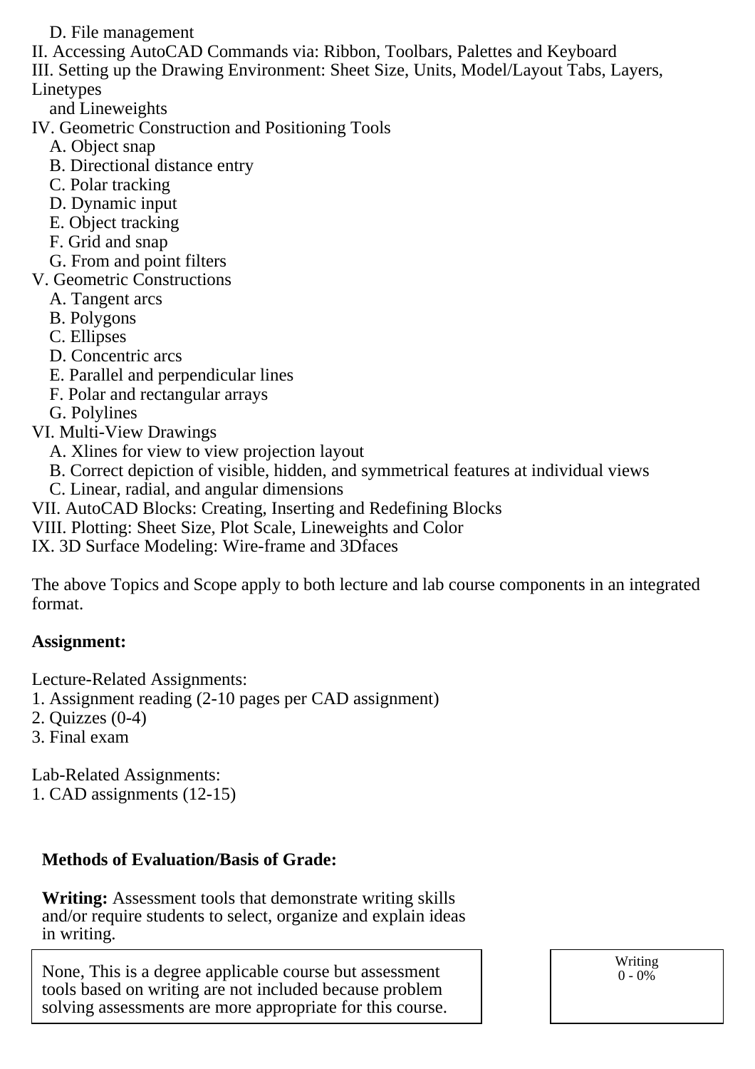D. File management

II. Accessing AutoCAD Commands via: Ribbon, Toolbars, Palettes and Keyboard

III. Setting up the Drawing Environment: Sheet Size, Units, Model/Layout Tabs, Layers, Linetypes and Lineweights

IV. Geometric Construction and Positioning Tools

A. Object snap
B. Directional distance entry
C. Polar tracking
D. Dynamic input
E. Object tracking
F. Grid and snap
G. From and point filters

V. Geometric Constructions

A. Tangent arcs
B. Polygons
C. Ellipses
D. Concentric arcs
E. Parallel and perpendicular lines
F. Polar and rectangular arrays
G. Polylines

VI. Multi-View Drawings

A. Xlines for view to view projection layout
B. Correct depiction of visible, hidden, and symmetrical features at individual views
C. Linear, radial, and angular dimensions

VII. AutoCAD Blocks: Creating, Inserting and Redefining Blocks

VIII. Plotting: Sheet Size, Plot Scale, Lineweights and Color

IX. 3D Surface Modeling: Wire-frame and 3Dfaces

The above Topics and Scope apply to both lecture and lab course components in an integrated format.

**Assignment:**

Lecture-Related Assignments:
1. Assignment reading (2-10 pages per CAD assignment)
2. Quizzes (0-4)
3. Final exam

Lab-Related Assignments:
1. CAD assignments (12-15)

**Methods of Evaluation/Basis of Grade:**

**Writing:** Assessment tools that demonstrate writing skills and/or require students to select, organize and explain ideas in writing.

| | |
|---|---|
| None, This is a degree applicable course but assessment tools based on writing are not included because problem solving assessments are more appropriate for this course. | Writing 0 - 0% |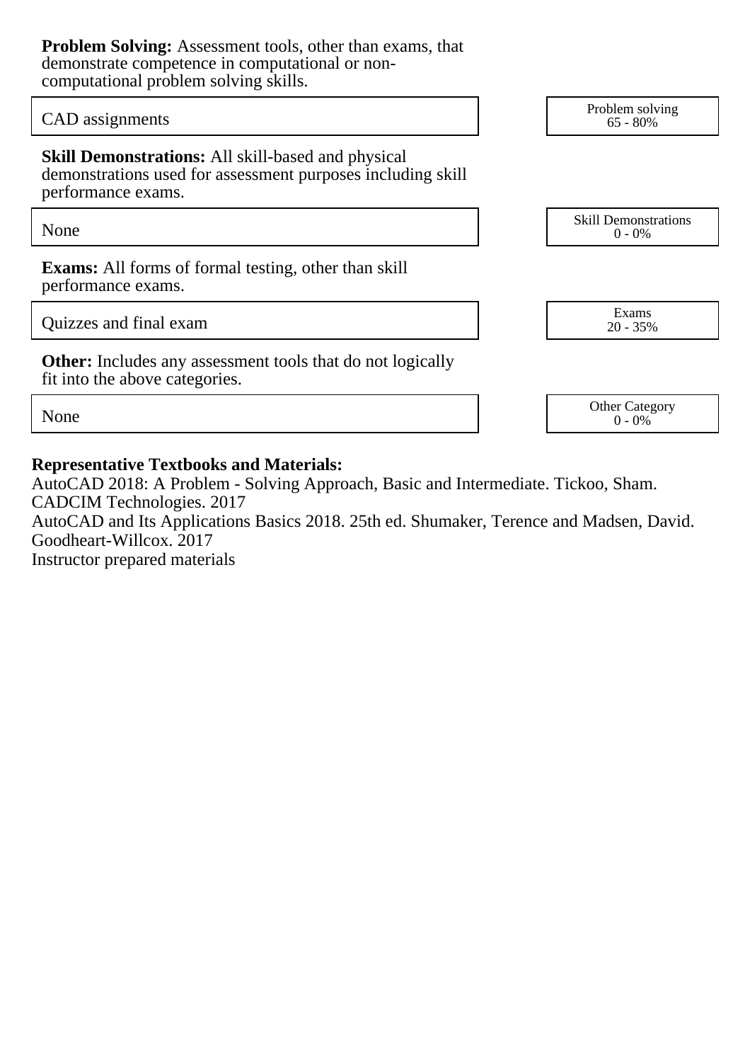**Problem Solving:** Assessment tools, other than exams, that demonstrate competence in computational or non-computational problem solving skills.

| | |
|---|---|
| CAD assignments | Problem solving<br>65 - 80% |

**Skill Demonstrations:** All skill-based and physical demonstrations used for assessment purposes including skill performance exams.

| | |
|---|---|
| None | Skill Demonstrations<br>0 - 0% |

**Exams:** All forms of formal testing, other than skill performance exams.

| | |
|---|---|
| Quizzes and final exam | Exams<br>20 - 35% |

**Other:** Includes any assessment tools that do not logically fit into the above categories.

| | |
|---|---|
| None | Other Category<br>0 - 0% |

**Representative Textbooks and Materials:**

AutoCAD 2018: A Problem - Solving Approach, Basic and Intermediate. Tickoo, Sham. CADCIM Technologies. 2017

AutoCAD and Its Applications Basics 2018. 25th ed. Shumaker, Terence and Madsen, David. Goodheart-Willcox. 2017

Instructor prepared materials